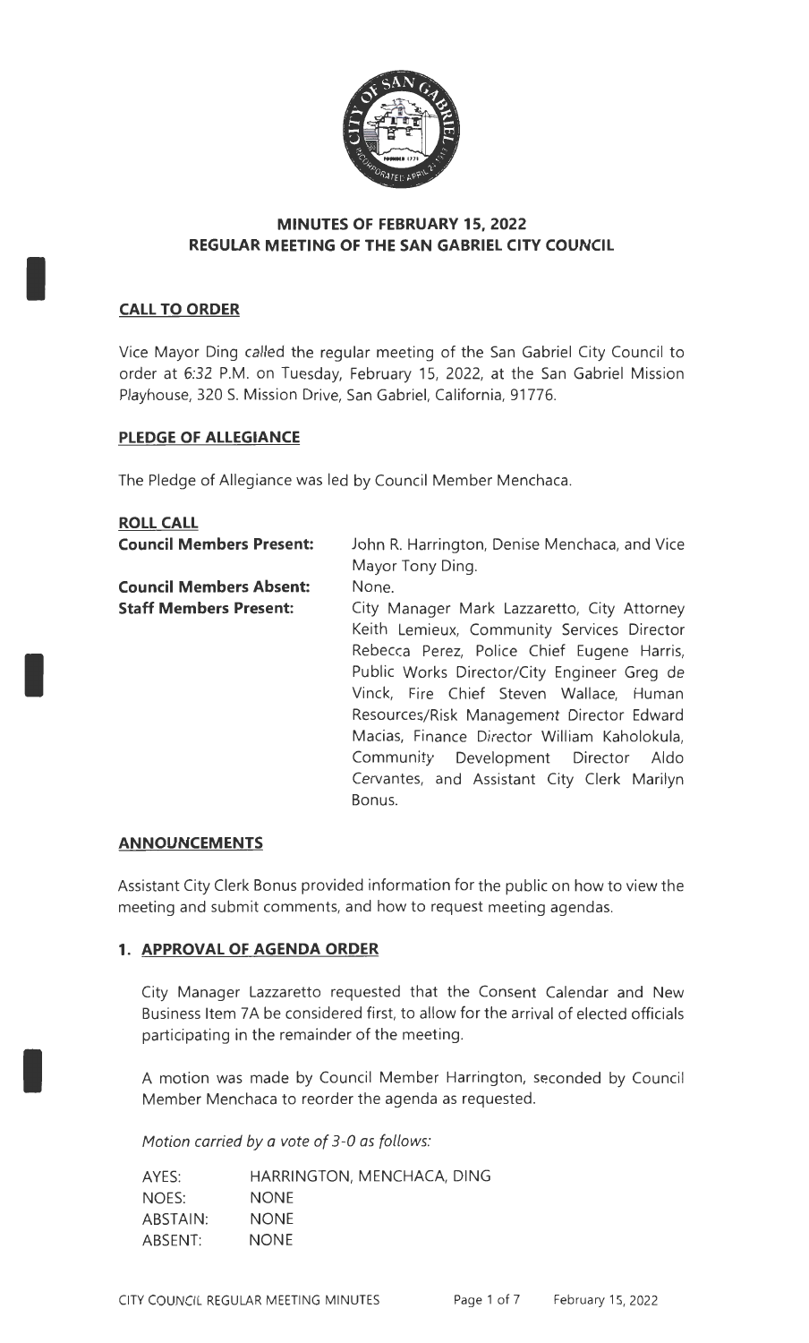# MINUTES OF FEBRUARY 15, 2022
# REGULAR MEETING OF THE SAN GABRIEL CITY COUNCIL

## CALL TO ORDER

Vice Mayor Ding called the regular meeting of the San Gabriel City Council to order at 6:32 P.M. on Tuesday, February 15, 2022, at the San Gabriel Mission Playhouse, 320 S. Mission Drive, San Gabriel, California, 91776.

## PLEDGE OF ALLEGIANCE

The Pledge of Allegiance was led by Council Member Menchaca.

## ROLL CALL

| | |
|---|---|
| **Council Members Present:** | John R. Harrington, Denise Menchaca, and Vice Mayor Tony Ding. |
| **Council Members Absent:** | None. |
| **Staff Members Present:** | City Manager Mark Lazzaretto, City Attorney Keith Lemieux, Community Services Director Rebecca Perez, Police Chief Eugene Harris, Public Works Director/City Engineer Greg de Vinck, Fire Chief Steven Wallace, Human Resources/Risk Management Director Edward Macias, Finance Director William Kaholokula, Community Development Director Aldo Cervantes, and Assistant City Clerk Marilyn Bonus. |

## ANNOUNCEMENTS

Assistant City Clerk Bonus provided information for the public on how to view the meeting and submit comments, and how to request meeting agendas.

## 1. APPROVAL OF AGENDA ORDER

City Manager Lazzaretto requested that the Consent Calendar and New Business Item 7A be considered first, to allow for the arrival of elected officials participating in the remainder of the meeting.

A motion was made by Council Member Harrington, seconded by Council Member Menchaca to reorder the agenda as requested.

*Motion carried by a vote of 3-0 as follows:*

| | |
|---|---|
| AYES: | HARRINGTON, MENCHACA, DING |
| NOES: | NONE |
| ABSTAIN: | NONE |
| ABSENT: | NONE |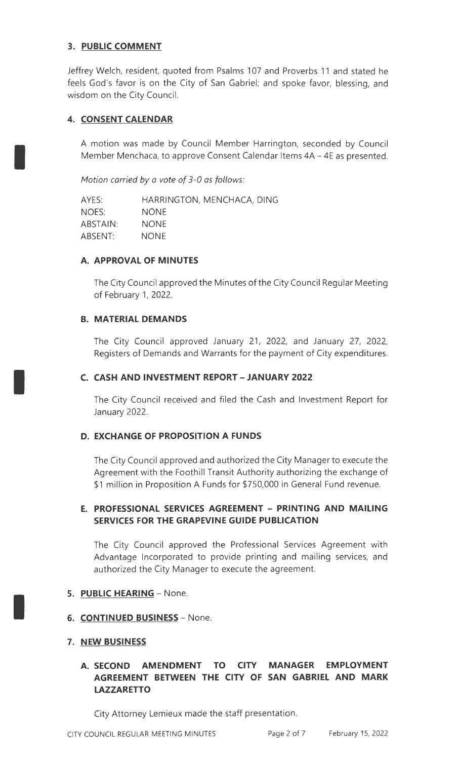## 3. PUBLIC COMMENT

Jeffrey Welch, resident, quoted from Psalms 107 and Proverbs 11 and stated he feels God's favor is on the City of San Gabriel; and spoke favor, blessing, and wisdom on the City Council.

## 4. CONSENT CALENDAR

A motion was made by Council Member Harrington, seconded by Council Member Menchaca, to approve Consent Calendar Items 4A – 4E as presented.

*Motion carried by a vote of 3-0 as follows:*

| | |
|---|---|
| AYES: | HARRINGTON, MENCHACA, DING |
| NOES: | NONE |
| ABSTAIN: | NONE |
| ABSENT: | NONE |

### A. APPROVAL OF MINUTES

The City Council approved the Minutes of the City Council Regular Meeting of February 1, 2022.

### B. MATERIAL DEMANDS

The City Council approved January 21, 2022, and January 27, 2022, Registers of Demands and Warrants for the payment of City expenditures.

### C. CASH AND INVESTMENT REPORT – JANUARY 2022

The City Council received and filed the Cash and Investment Report for January 2022.

### D. EXCHANGE OF PROPOSITION A FUNDS

The City Council approved and authorized the City Manager to execute the Agreement with the Foothill Transit Authority authorizing the exchange of $1 million in Proposition A Funds for $750,000 in General Fund revenue.

### E. PROFESSIONAL SERVICES AGREEMENT – PRINTING AND MAILING SERVICES FOR THE GRAPEVINE GUIDE PUBLICATION

The City Council approved the Professional Services Agreement with Advantage Incorporated to provide printing and mailing services, and authorized the City Manager to execute the agreement.

## 5. PUBLIC HEARING – None.

## 6. CONTINUED BUSINESS – None.

## 7. NEW BUSINESS

### A. SECOND AMENDMENT TO CITY MANAGER EMPLOYMENT AGREEMENT BETWEEN THE CITY OF SAN GABRIEL AND MARK LAZZARETTO

City Attorney Lemieux made the staff presentation.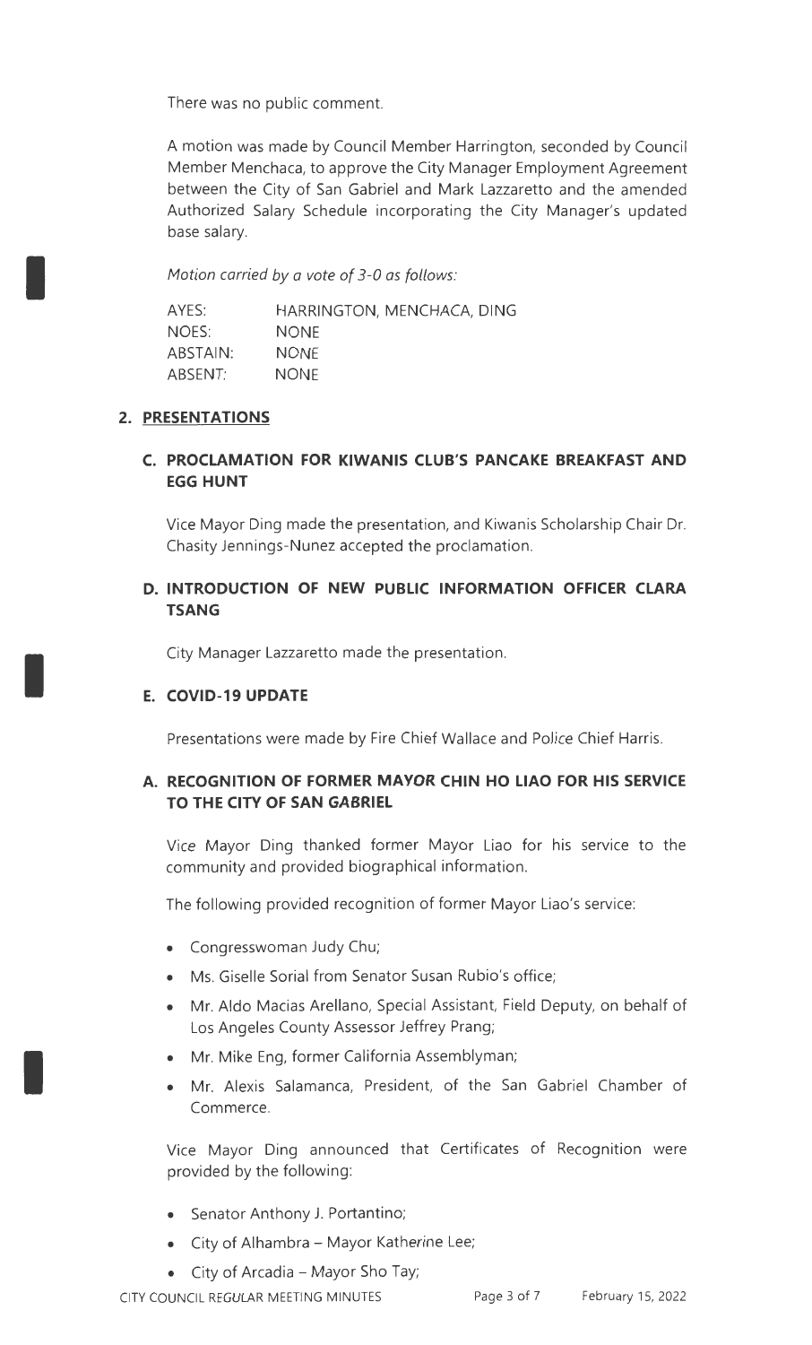There was no public comment.

A motion was made by Council Member Harrington, seconded by Council Member Menchaca, to approve the City Manager Employment Agreement between the City of San Gabriel and Mark Lazzaretto and the amended Authorized Salary Schedule incorporating the City Manager's updated base salary.

*Motion carried by a vote of 3-0 as follows:*

| | |
|---|---|
| AYES: | HARRINGTON, MENCHACA, DING |
| NOES: | NONE |
| ABSTAIN: | NONE |
| ABSENT: | NONE |

## 2. PRESENTATIONS

### C. PROCLAMATION FOR KIWANIS CLUB'S PANCAKE BREAKFAST AND EGG HUNT

Vice Mayor Ding made the presentation, and Kiwanis Scholarship Chair Dr. Chasity Jennings-Nunez accepted the proclamation.

### D. INTRODUCTION OF NEW PUBLIC INFORMATION OFFICER CLARA TSANG

City Manager Lazzaretto made the presentation.

### E. COVID-19 UPDATE

Presentations were made by Fire Chief Wallace and Police Chief Harris.

### A. RECOGNITION OF FORMER MAYOR CHIN HO LIAO FOR HIS SERVICE TO THE CITY OF SAN GABRIEL

Vice Mayor Ding thanked former Mayor Liao for his service to the community and provided biographical information.

The following provided recognition of former Mayor Liao's service:

- Congresswoman Judy Chu;
- Ms. Giselle Sorial from Senator Susan Rubio's office;
- Mr. Aldo Macias Arellano, Special Assistant, Field Deputy, on behalf of Los Angeles County Assessor Jeffrey Prang;
- Mr. Mike Eng, former California Assemblyman;
- Mr. Alexis Salamanca, President, of the San Gabriel Chamber of Commerce.

Vice Mayor Ding announced that Certificates of Recognition were provided by the following:

- Senator Anthony J. Portantino;
- City of Alhambra – Mayor Katherine Lee;
- City of Arcadia – Mayor Sho Tay;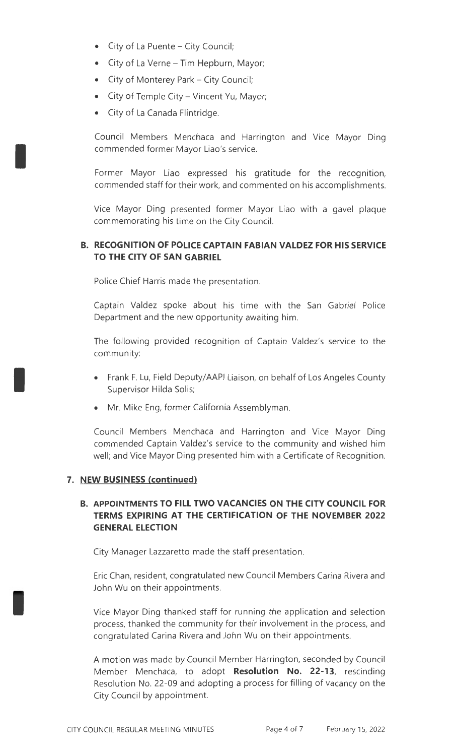- City of La Puente – City Council;
- City of La Verne – Tim Hepburn, Mayor;
- City of Monterey Park – City Council;
- City of Temple City – Vincent Yu, Mayor;
- City of La Canada Flintridge.

Council Members Menchaca and Harrington and Vice Mayor Ding commended former Mayor Liao's service.

Former Mayor Liao expressed his gratitude for the recognition, commended staff for their work, and commented on his accomplishments.

Vice Mayor Ding presented former Mayor Liao with a gavel plaque commemorating his time on the City Council.

**B. RECOGNITION OF POLICE CAPTAIN FABIAN VALDEZ FOR HIS SERVICE TO THE CITY OF SAN GABRIEL**

Police Chief Harris made the presentation.

Captain Valdez spoke about his time with the San Gabriel Police Department and the new opportunity awaiting him.

The following provided recognition of Captain Valdez's service to the community:

- Frank F. Lu, Field Deputy/AAPI Liaison, on behalf of Los Angeles County Supervisor Hilda Solis;
- Mr. Mike Eng, former California Assemblyman.

Council Members Menchaca and Harrington and Vice Mayor Ding commended Captain Valdez's service to the community and wished him well; and Vice Mayor Ding presented him with a Certificate of Recognition.

**7. NEW BUSINESS (continued)**

**B. APPOINTMENTS TO FILL TWO VACANCIES ON THE CITY COUNCIL FOR TERMS EXPIRING AT THE CERTIFICATION OF THE NOVEMBER 2022 GENERAL ELECTION**

City Manager Lazzaretto made the staff presentation.

Eric Chan, resident, congratulated new Council Members Carina Rivera and John Wu on their appointments.

Vice Mayor Ding thanked staff for running the application and selection process, thanked the community for their involvement in the process, and congratulated Carina Rivera and John Wu on their appointments.

A motion was made by Council Member Harrington, seconded by Council Member Menchaca, to adopt **Resolution No. 22-13**, rescinding Resolution No. 22-09 and adopting a process for filling of vacancy on the City Council by appointment.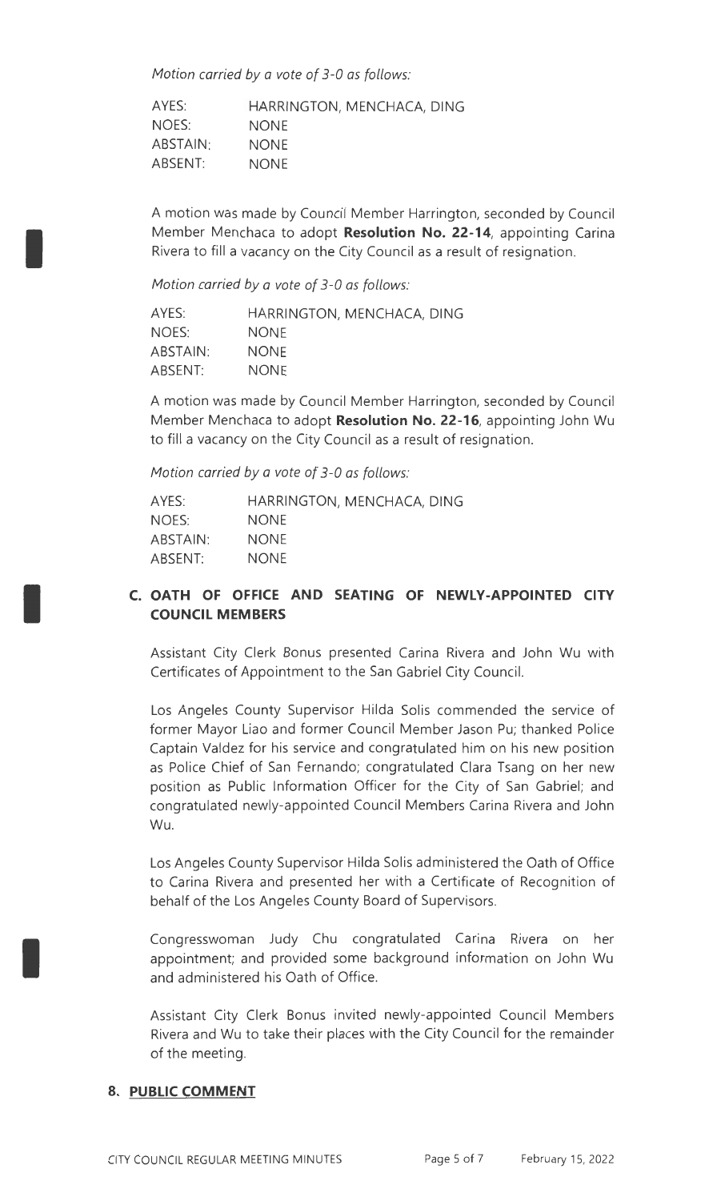*Motion carried by a vote of 3-0 as follows:*

| | |
|---|---|
| AYES: | HARRINGTON, MENCHACA, DING |
| NOES: | NONE |
| ABSTAIN: | NONE |
| ABSENT: | NONE |

A motion was made by Council Member Harrington, seconded by Council Member Menchaca to adopt **Resolution No. 22-14**, appointing Carina Rivera to fill a vacancy on the City Council as a result of resignation.

*Motion carried by a vote of 3-0 as follows:*

| | |
|---|---|
| AYES: | HARRINGTON, MENCHACA, DING |
| NOES: | NONE |
| ABSTAIN: | NONE |
| ABSENT: | NONE |

A motion was made by Council Member Harrington, seconded by Council Member Menchaca to adopt **Resolution No. 22-16**, appointing John Wu to fill a vacancy on the City Council as a result of resignation.

*Motion carried by a vote of 3-0 as follows:*

| | |
|---|---|
| AYES: | HARRINGTON, MENCHACA, DING |
| NOES: | NONE |
| ABSTAIN: | NONE |
| ABSENT: | NONE |

### C. OATH OF OFFICE AND SEATING OF NEWLY-APPOINTED CITY COUNCIL MEMBERS

Assistant City Clerk Bonus presented Carina Rivera and John Wu with Certificates of Appointment to the San Gabriel City Council.

Los Angeles County Supervisor Hilda Solis commended the service of former Mayor Liao and former Council Member Jason Pu; thanked Police Captain Valdez for his service and congratulated him on his new position as Police Chief of San Fernando; congratulated Clara Tsang on her new position as Public Information Officer for the City of San Gabriel; and congratulated newly-appointed Council Members Carina Rivera and John Wu.

Los Angeles County Supervisor Hilda Solis administered the Oath of Office to Carina Rivera and presented her with a Certificate of Recognition of behalf of the Los Angeles County Board of Supervisors.

Congresswoman Judy Chu congratulated Carina Rivera on her appointment; and provided some background information on John Wu and administered his Oath of Office.

Assistant City Clerk Bonus invited newly-appointed Council Members Rivera and Wu to take their places with the City Council for the remainder of the meeting.

## 8. PUBLIC COMMENT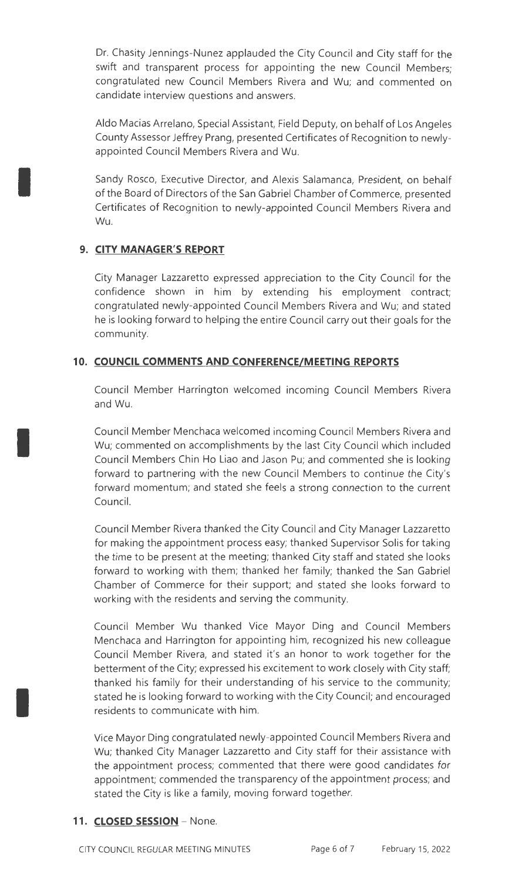Dr. Chasity Jennings-Nunez applauded the City Council and City staff for the swift and transparent process for appointing the new Council Members; congratulated new Council Members Rivera and Wu; and commented on candidate interview questions and answers.

Aldo Macias Arrelano, Special Assistant, Field Deputy, on behalf of Los Angeles County Assessor Jeffrey Prang, presented Certificates of Recognition to newly-appointed Council Members Rivera and Wu.

Sandy Rosco, Executive Director, and Alexis Salamanca, President, on behalf of the Board of Directors of the San Gabriel Chamber of Commerce, presented Certificates of Recognition to newly-appointed Council Members Rivera and Wu.

## 9. CITY MANAGER'S REPORT

City Manager Lazzaretto expressed appreciation to the City Council for the confidence shown in him by extending his employment contract; congratulated newly-appointed Council Members Rivera and Wu; and stated he is looking forward to helping the entire Council carry out their goals for the community.

## 10. COUNCIL COMMENTS AND CONFERENCE/MEETING REPORTS

Council Member Harrington welcomed incoming Council Members Rivera and Wu.

Council Member Menchaca welcomed incoming Council Members Rivera and Wu; commented on accomplishments by the last City Council which included Council Members Chin Ho Liao and Jason Pu; and commented she is looking forward to partnering with the new Council Members to continue the City's forward momentum; and stated she feels a strong connection to the current Council.

Council Member Rivera thanked the City Council and City Manager Lazzaretto for making the appointment process easy; thanked Supervisor Solis for taking the time to be present at the meeting; thanked City staff and stated she looks forward to working with them; thanked her family; thanked the San Gabriel Chamber of Commerce for their support; and stated she looks forward to working with the residents and serving the community.

Council Member Wu thanked Vice Mayor Ding and Council Members Menchaca and Harrington for appointing him, recognized his new colleague Council Member Rivera, and stated it's an honor to work together for the betterment of the City; expressed his excitement to work closely with City staff; thanked his family for their understanding of his service to the community; stated he is looking forward to working with the City Council; and encouraged residents to communicate with him.

Vice Mayor Ding congratulated newly-appointed Council Members Rivera and Wu; thanked City Manager Lazzaretto and City staff for their assistance with the appointment process; commented that there were good candidates for appointment; commended the transparency of the appointment process; and stated the City is like a family, moving forward together.

## 11. CLOSED SESSION – None.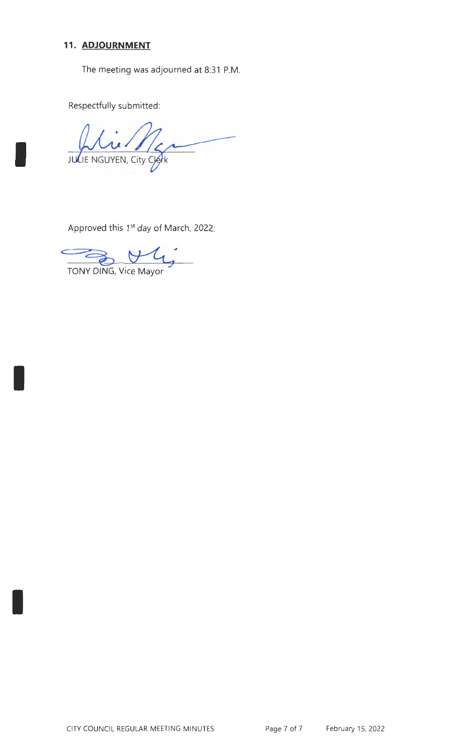## 11. ADJOURNMENT

The meeting was adjourned at 8:31 P.M.

Respectfully submitted:

JULIE NGUYEN, City Clerk

Approved this 1st day of March, 2022:

TONY DING, Vice Mayor